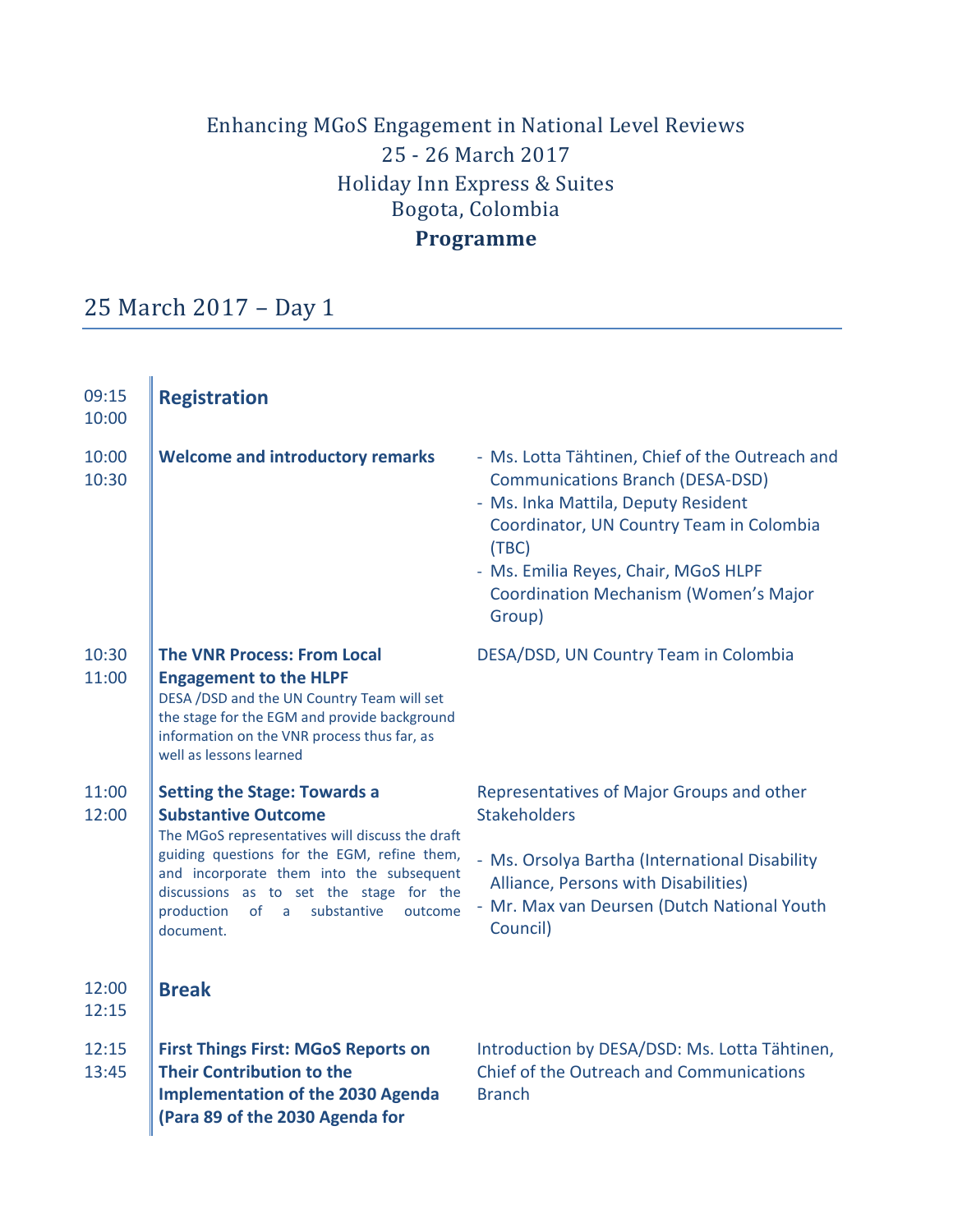# Enhancing MGoS Engagement in National Level Reviews

25 - 26 March 2017

Holiday Inn Express & Suites

Bogota, Colombia

**Programme**

## 25 March 2017 – Day 1

| Time | Session | Speakers |
|---|---|---|
| 09:15<br>10:00 | **Registration** | |
| 10:00<br>10:30 | **Welcome and introductory remarks** | - Ms. Lotta Tähtinen, Chief of the Outreach and Communications Branch (DESA-DSD)<br>- Ms. Inka Mattila, Deputy Resident Coordinator, UN Country Team in Colombia (TBC)<br>- Ms. Emilia Reyes, Chair, MGoS HLPF Coordination Mechanism (Women's Major Group) |
| 10:30<br>11:00 | **The VNR Process: From Local Engagement to the HLPF**<br>DESA /DSD and the UN Country Team will set the stage for the EGM and provide background information on the VNR process thus far, as well as lessons learned | DESA/DSD, UN Country Team in Colombia |
| 11:00<br>12:00 | **Setting the Stage: Towards a Substantive Outcome**<br>The MGoS representatives will discuss the draft guiding questions for the EGM, refine them, and incorporate them into the subsequent discussions as to set the stage for the production of a substantive outcome document. | Representatives of Major Groups and other Stakeholders<br>- Ms. Orsolya Bartha (International Disability Alliance, Persons with Disabilities)<br>- Mr. Max van Deursen (Dutch National Youth Council) |
| 12:00<br>12:15 | **Break** | |
| 12:15<br>13:45 | **First Things First: MGoS Reports on Their Contribution to the Implementation of the 2030 Agenda (Para 89 of the 2030 Agenda for** | Introduction by DESA/DSD: Ms. Lotta Tähtinen, Chief of the Outreach and Communications Branch |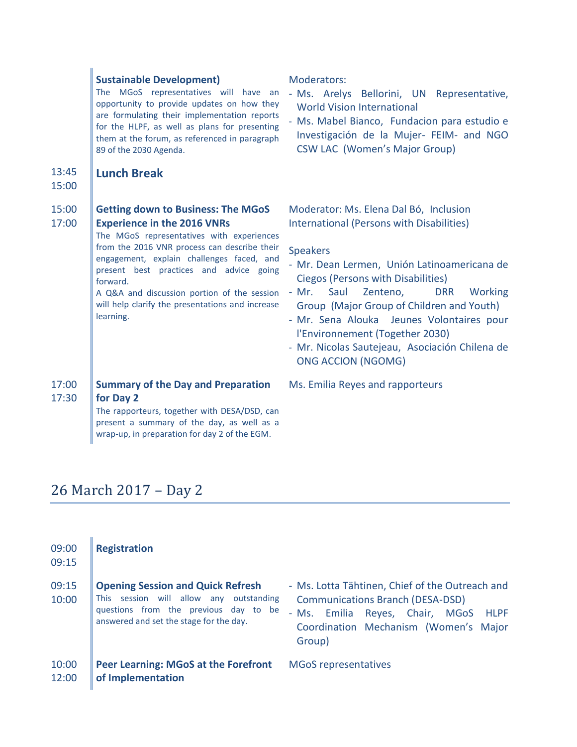| | | |
|---|---|---|
| | **Sustainable Development)**<br>The MGoS representatives will have an opportunity to provide updates on how they are formulating their implementation reports for the HLPF, as well as plans for presenting them at the forum, as referenced in paragraph 89 of the 2030 Agenda. | Moderators:<br>- Ms. Arelys Bellorini, UN Representative, World Vision International<br>- Ms. Mabel Bianco, Fundacion para estudio e Investigación de la Mujer- FEIM- and NGO CSW LAC (Women's Major Group) |
| 13:45<br>15:00 | **Lunch Break** | |
| 15:00<br>17:00 | **Getting down to Business: The MGoS Experience in the 2016 VNRs**<br>The MGoS representatives with experiences from the 2016 VNR process can describe their engagement, explain challenges faced, and present best practices and advice going forward.<br>A Q&A and discussion portion of the session will help clarify the presentations and increase learning. | Moderator: Ms. Elena Dal Bó, Inclusion International (Persons with Disabilities)<br><br>Speakers<br>- Mr. Dean Lermen, Unión Latinoamericana de Ciegos (Persons with Disabilities)<br>- Mr. Saul Zenteno, DRR Working Group (Major Group of Children and Youth)<br>- Mr. Sena Alouka Jeunes Volontaires pour l'Environnement (Together 2030)<br>- Mr. Nicolas Sautejeau, Asociación Chilena de ONG ACCION (NGOMG) |
| 17:00<br>17:30 | **Summary of the Day and Preparation for Day 2**<br>The rapporteurs, together with DESA/DSD, can present a summary of the day, as well as a wrap-up, in preparation for day 2 of the EGM. | Ms. Emilia Reyes and rapporteurs |

## 26 March 2017 – Day 2

| | | |
|---|---|---|
| 09:00<br>09:15 | **Registration** | |
| 09:15<br>10:00 | **Opening Session and Quick Refresh**<br>This session will allow any outstanding questions from the previous day to be answered and set the stage for the day. | - Ms. Lotta Tähtinen, Chief of the Outreach and Communications Branch (DESA-DSD)<br>- Ms. Emilia Reyes, Chair, MGoS HLPF Coordination Mechanism (Women's Major Group) |
| 10:00<br>12:00 | **Peer Learning: MGoS at the Forefront of Implementation** | MGoS representatives |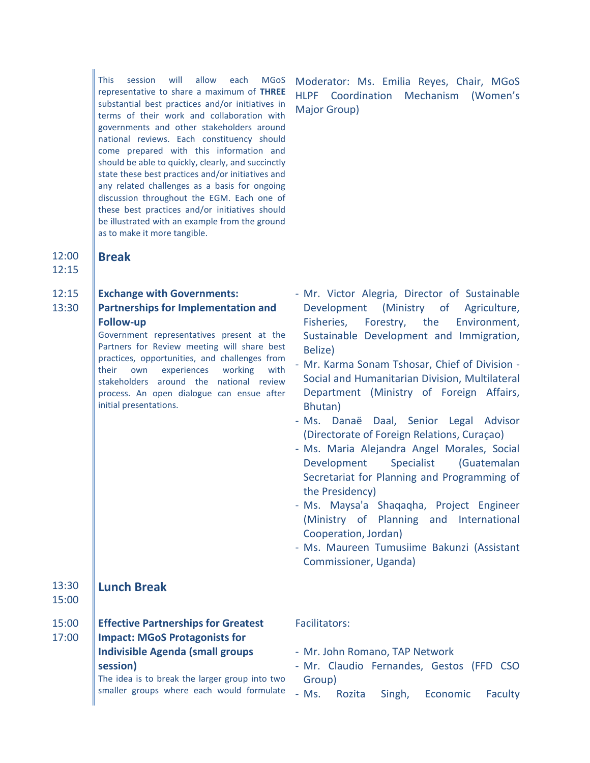This session will allow each MGoS representative to share a maximum of **THREE** substantial best practices and/or initiatives in terms of their work and collaboration with governments and other stakeholders around national reviews. Each constituency should come prepared with this information and should be able to quickly, clearly, and succinctly state these best practices and/or initiatives and any related challenges as a basis for ongoing discussion throughout the EGM. Each one of these best practices and/or initiatives should be illustrated with an example from the ground as to make it more tangible.

Moderator: Ms. Emilia Reyes, Chair, MGoS HLPF Coordination Mechanism (Women's Major Group)

12:00 – 12:15

**Break**

12:15 – 13:30

**Exchange with Governments: Partnerships for Implementation and Follow-up**

Government representatives present at the Partners for Review meeting will share best practices, opportunities, and challenges from their own experiences working with stakeholders around the national review process. An open dialogue can ensue after initial presentations.

- Mr. Victor Alegria, Director of Sustainable Development (Ministry of Agriculture, Fisheries, Forestry, the Environment, Sustainable Development and Immigration, Belize)
- Mr. Karma Sonam Tshosar, Chief of Division - Social and Humanitarian Division, Multilateral Department (Ministry of Foreign Affairs, Bhutan)
- Ms. Danaë Daal, Senior Legal Advisor (Directorate of Foreign Relations, Curaçao)
- Ms. Maria Alejandra Angel Morales, Social Development Specialist (Guatemalan Secretariat for Planning and Programming of the Presidency)
- Ms. Maysa'a Shaqaqha, Project Engineer (Ministry of Planning and International Cooperation, Jordan)
- Ms. Maureen Tumusiime Bakunzi (Assistant Commissioner, Uganda)

13:30 – 15:00

**Lunch Break**

15:00 – 17:00

**Effective Partnerships for Greatest Impact: MGoS Protagonists for Indivisible Agenda (small groups session)**

The idea is to break the larger group into two smaller groups where each would formulate

Facilitators:

- Mr. John Romano, TAP Network
- Mr. Claudio Fernandes, Gestos (FFD CSO Group)
- Ms. Rozita Singh, Economic Faculty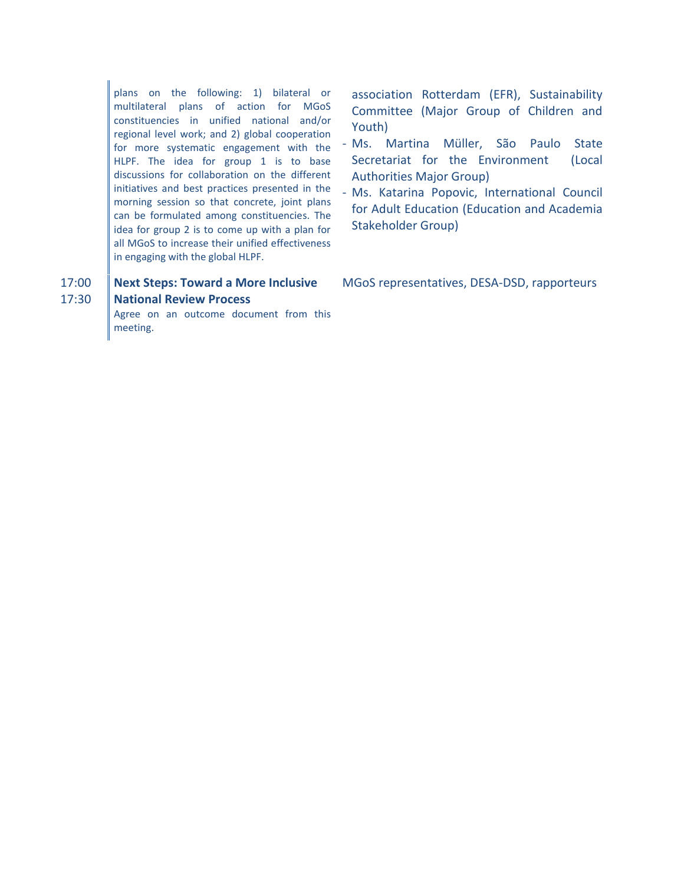| | | |
|---|---|---|
| | plans on the following: 1) bilateral or multilateral plans of action for MGoS constituencies in unified national and/or regional level work; and 2) global cooperation for more systematic engagement with the HLPF. The idea for group 1 is to base discussions for collaboration on the different initiatives and best practices presented in the morning session so that concrete, joint plans can be formulated among constituencies. The idea for group 2 is to come up with a plan for all MGoS to increase their unified effectiveness in engaging with the global HLPF. | association Rotterdam (EFR), Sustainability Committee (Major Group of Children and Youth)<br>- Ms. Martina Müller, São Paulo State Secretariat for the Environment (Local Authorities Major Group)<br>- Ms. Katarina Popovic, International Council for Adult Education (Education and Academia Stakeholder Group) |
| 17:00<br>17:30 | **Next Steps: Toward a More Inclusive National Review Process**<br>Agree on an outcome document from this meeting. | MGoS representatives, DESA-DSD, rapporteurs |